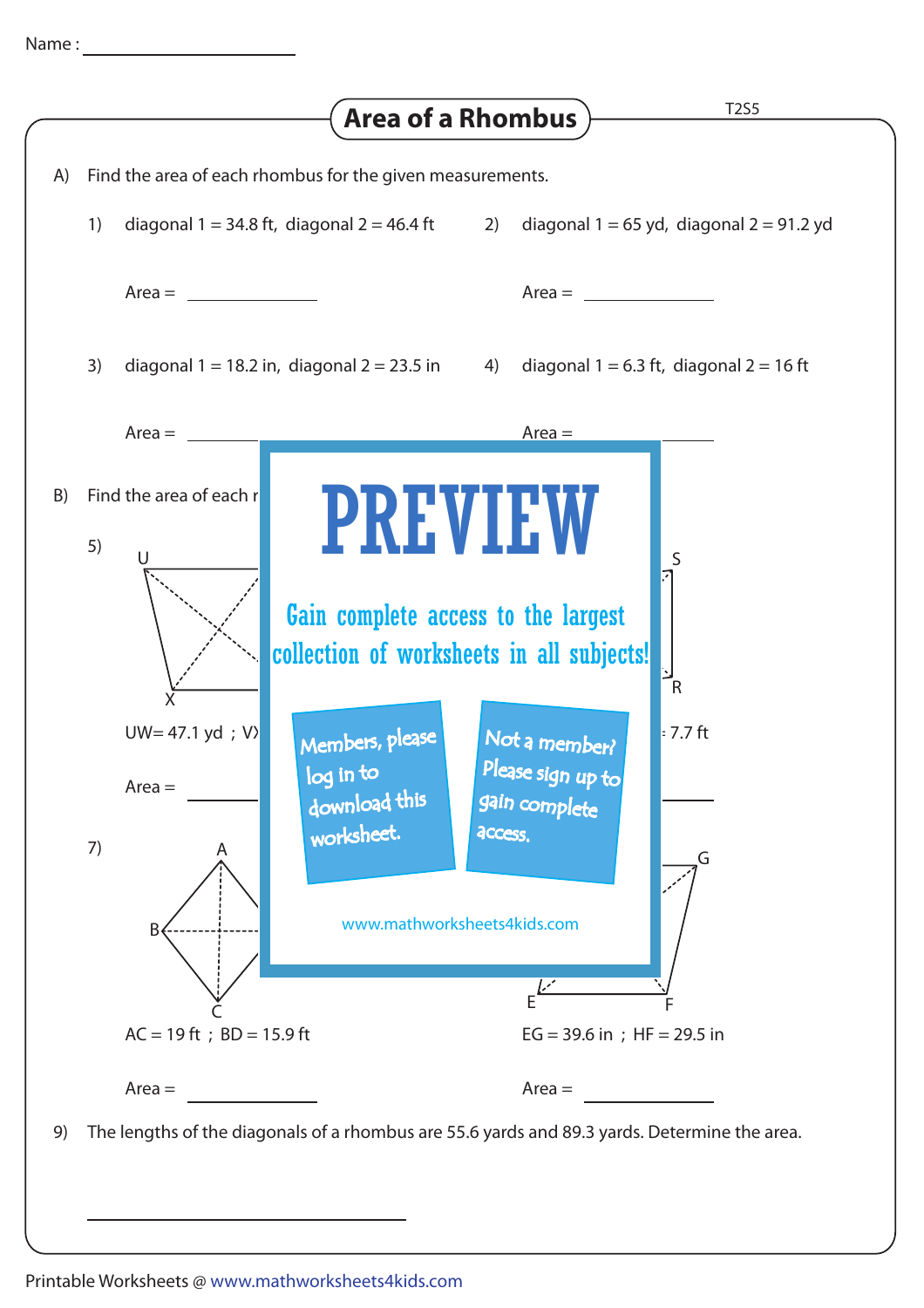Name : ____________________

# Area of a Rhombus

A) Find the area of each rhombus for the given measurements.

1) diagonal 1 = 34.8 ft, diagonal 2 = 46.4 ft

Area = ____________

2) diagonal 1 = 65 yd, diagonal 2 = 91.2 yd

Area = ____________

3) diagonal 1 = 18.2 in, diagonal 2 = 23.5 in

Area = ____________

4) diagonal 1 = 6.3 ft, diagonal 2 = 16 ft

Area = ____________

B) Find the area of each r

PREVIEW

Gain complete access to the largest collection of worksheets in all subjects!

Members, please log in to download this worksheet.

Not a member? Please sign up to gain complete access.

www.mathworksheets4kids.com

5) U X S R

UW= 47.1 yd ; V

7.7 ft

Area = ____________

7) A B C G E F

AC = 19 ft ; BD = 15.9 ft

Area = ____________

EG = 39.6 in ; HF = 29.5 in

Area = ____________

9) The lengths of the diagonals of a rhombus are 55.6 yards and 89.3 yards. Determine the area.

____________________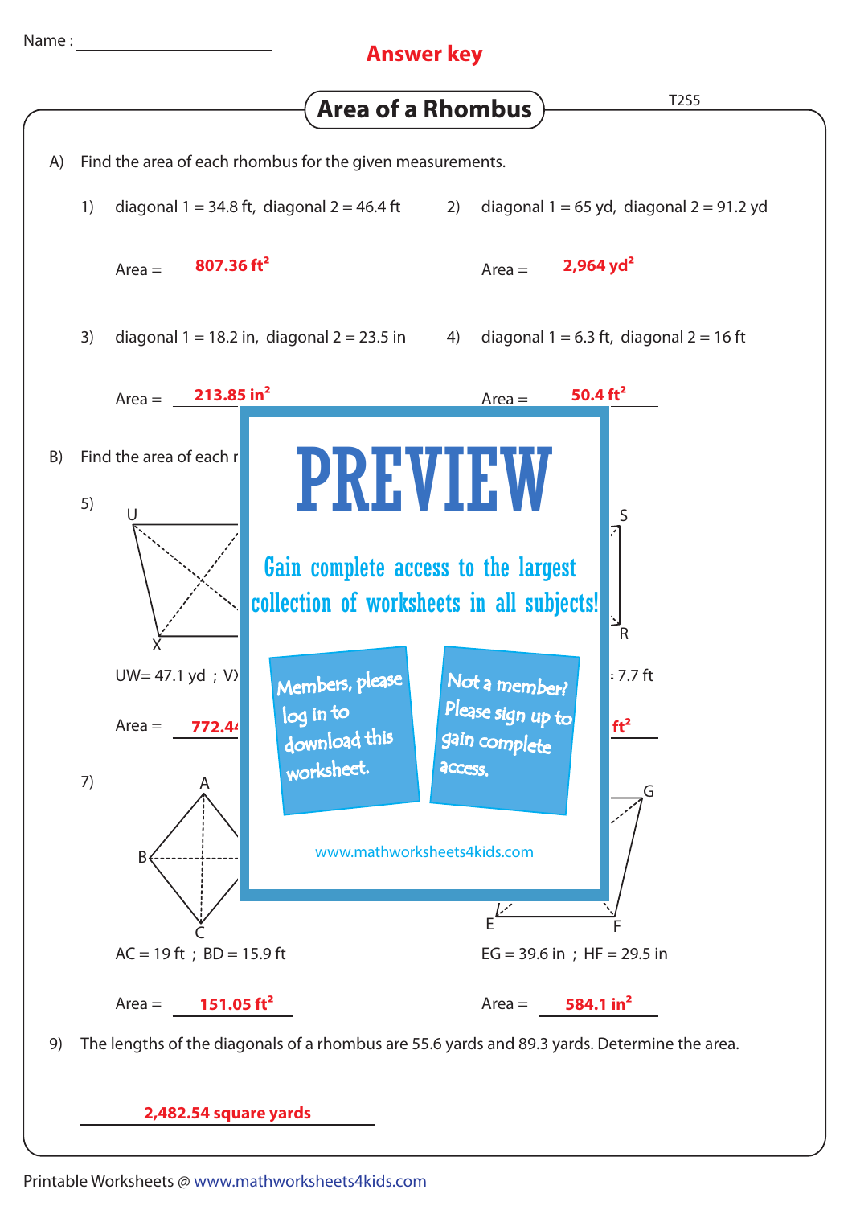Name : ____________________

**Answer key**

# Area of a Rhombus

T2S5

A) Find the area of each rhombus for the given measurements.

1) diagonal 1 = 34.8 ft, diagonal 2 = 46.4 ft

Area = **807.36 $ft^2$**

2) diagonal 1 = 65 yd, diagonal 2 = 91.2 yd

Area = **2,964 $yd^2$**

3) diagonal 1 = 18.2 in, diagonal 2 = 23.5 in

Area = **213.85 $in^2$**

4) diagonal 1 = 6.3 ft, diagonal 2 = 16 ft

Area = **50.4 $ft^2$**

B) Find the area of each r

5) U X S R

UW= 47.1 yd ; V

Area = **772.4**

7.7 ft

**$ft^2$**

PREVIEW

Gain complete access to the largest collection of worksheets in all subjects!

Members, please log in to download this worksheet.

Not a member? Please sign up to gain complete access.

www.mathworksheets4kids.com

7) A B C

AC = 19 ft ; BD = 15.9 ft

Area = **151.05 $ft^2$**

G E F

EG = 39.6 in ; HF = 29.5 in

Area = **584.1 $in^2$**

9) The lengths of the diagonals of a rhombus are 55.6 yards and 89.3 yards. Determine the area.

**2,482.54 square yards**

Printable Worksheets @ www.mathworksheets4kids.com